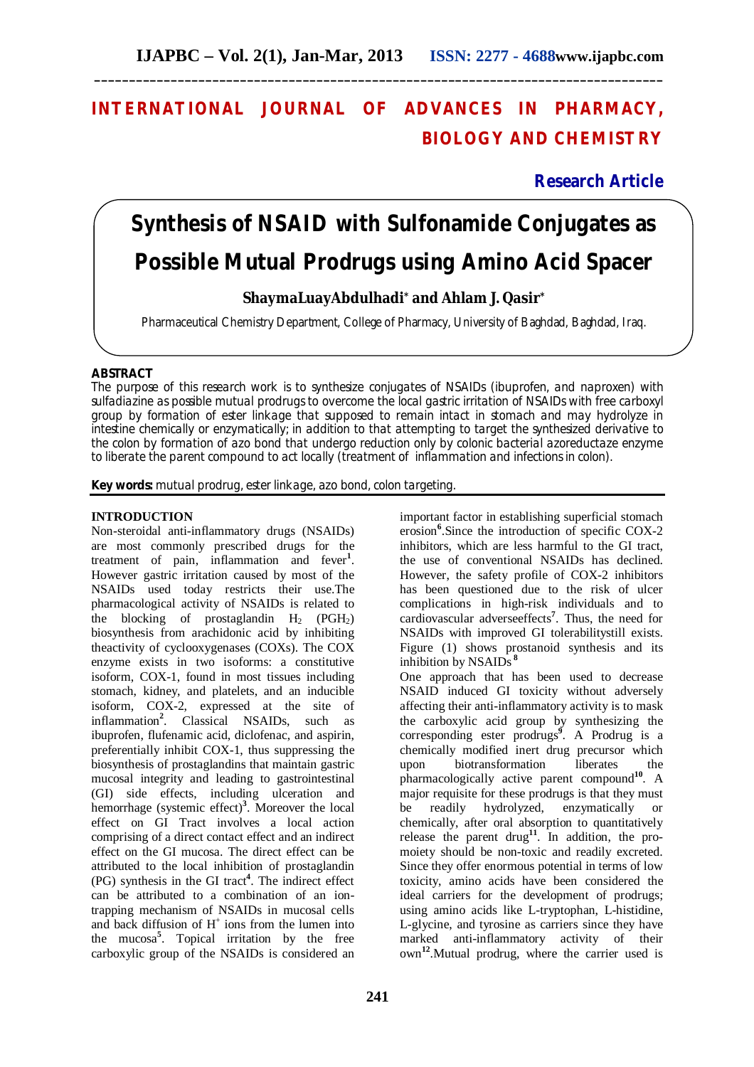# INTERNATIONAL JOURNAL OF ADVANCES IN PHARMACY, BIOLOGY AND CHEMISTRY

**Research Article**

# Synthesis of NSAID with Sulfonamide Conjugates as Possible Mutual Prodrugs using Amino Acid Spacer

**ShaymaLuayAbdulhadi\* and Ahlam J. Qasir\***

Pharmaceutical Chemistry Department, College of Pharmacy, University of Baghdad, Baghdad, Iraq.

## ABSTRACT

The purpose of this research work is to synthesize conjugates of NSAIDs (ibuprofen, and naproxen) with sulfadiazine as possible mutual prodrugs to overcome the local gastric irritation of NSAIDs with free carboxyl group by formation of ester linkage that supposed to remain intact in stomach and may hydrolyze in intestine chemically or enzymatically; in addition to that attempting to target the synthesized derivative to the colon by formation of azo bond that undergo reduction only by colonic bacterial azoreductaze enzyme to liberate the parent compound to act locally (treatment of inflammation and infections in colon).

**Key words:** mutual prodrug, ester linkage, azo bond, colon targeting.

## INTRODUCTION

Non-steroidal anti-inflammatory drugs (NSAIDs) are most commonly prescribed drugs for the treatment of pain, inflammation and fever[1]. However gastric irritation caused by most of the NSAIDs used today restricts their use.The pharmacological activity of NSAIDs is related to the blocking of prostaglandin $H_2$ ($PGH_2$) biosynthesis from arachidonic acid by inhibiting theactivity of cyclooxygenases (COXs). The COX enzyme exists in two isoforms: a constitutive isoform, COX-1, found in most tissues including stomach, kidney, and platelets, and an inducible isoform, COX-2, expressed at the site of inflammation[2]. Classical NSAIDs, such as ibuprofen, flufenamic acid, diclofenac, and aspirin, preferentially inhibit COX-1, thus suppressing the biosynthesis of prostaglandins that maintain gastric mucosal integrity and leading to gastrointestinal (GI) side effects, including ulceration and hemorrhage (systemic effect)[3]. Moreover the local effect on GI Tract involves a local action comprising of a direct contact effect and an indirect effect on the GI mucosa. The direct effect can be attributed to the local inhibition of prostaglandin (PG) synthesis in the GI tract[4]. The indirect effect can be attributed to a combination of an ion-trapping mechanism of NSAIDs in mucosal cells and back diffusion of $H^+$ ions from the lumen into the mucosa[5]. Topical irritation by the free carboxylic group of the NSAIDs is considered an important factor in establishing superficial stomach erosion[6].Since the introduction of specific COX-2 inhibitors, which are less harmful to the GI tract, the use of conventional NSAIDs has declined. However, the safety profile of COX-2 inhibitors has been questioned due to the risk of ulcer complications in high-risk individuals and to cardiovascular adverseeffects[7]. Thus, the need for NSAIDs with improved GI tolerabilitystill exists. Figure (1) shows prostanoid synthesis and its inhibition by NSAIDs[8]

One approach that has been used to decrease NSAID induced GI toxicity without adversely affecting their anti-inflammatory activity is to mask the carboxylic acid group by synthesizing the corresponding ester prodrugs[9]. A Prodrug is a chemically modified inert drug precursor which upon biotransformation liberates the pharmacologically active parent compound[10]. A major requisite for these prodrugs is that they must be readily hydrolyzed, enzymatically or chemically, after oral absorption to quantitatively release the parent drug[11]. In addition, the pro-moiety should be non-toxic and readily excreted. Since they offer enormous potential in terms of low toxicity, amino acids have been considered the ideal carriers for the development of prodrugs; using amino acids like L-tryptophan, L-histidine, L-glycine, and tyrosine as carriers since they have marked anti-inflammatory activity of their own[12].Mutual prodrug, where the carrier used is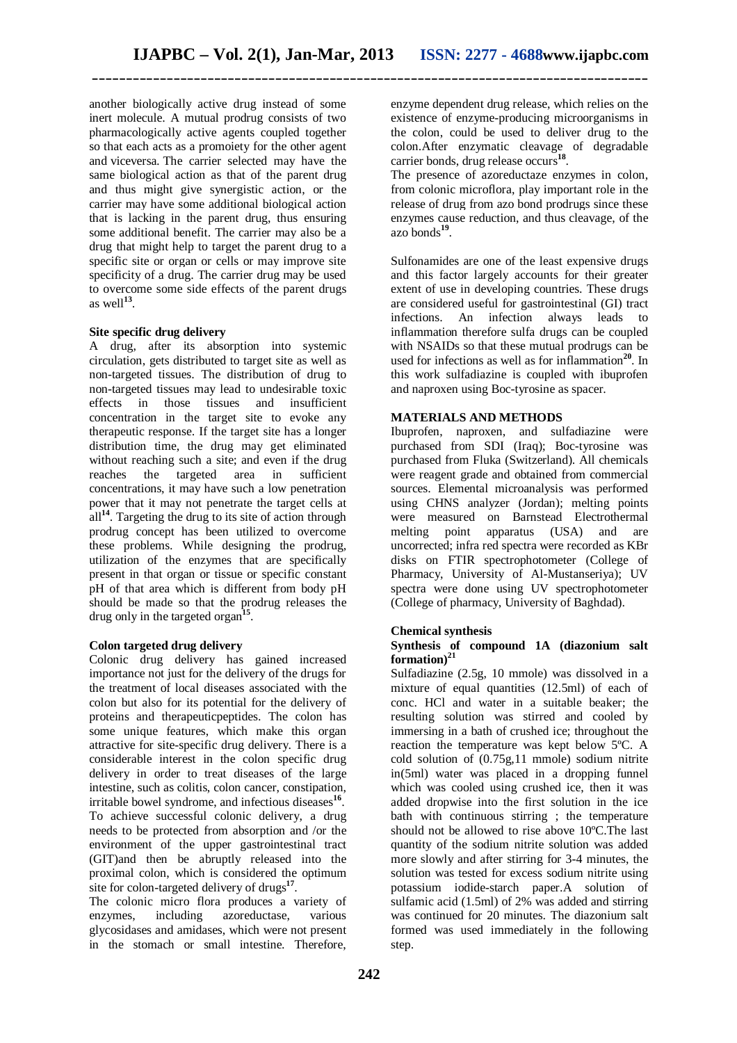another biologically active drug instead of some inert molecule. A mutual prodrug consists of two pharmacologically active agents coupled together so that each acts as a promoiety for the other agent and viceversa. The carrier selected may have the same biological action as that of the parent drug and thus might give synergistic action, or the carrier may have some additional biological action that is lacking in the parent drug, thus ensuring some additional benefit. The carrier may also be a drug that might help to target the parent drug to a specific site or organ or cells or may improve site specificity of a drug. The carrier drug may be used to overcome some side effects of the parent drugs as well[13].

**Site specific drug delivery**

A drug, after its absorption into systemic circulation, gets distributed to target site as well as non-targeted tissues. The distribution of drug to non-targeted tissues may lead to undesirable toxic effects in those tissues and insufficient concentration in the target site to evoke any therapeutic response. If the target site has a longer distribution time, the drug may get eliminated without reaching such a site; and even if the drug reaches the targeted area in sufficient concentrations, it may have such a low penetration power that it may not penetrate the target cells at all[14]. Targeting the drug to its site of action through prodrug concept has been utilized to overcome these problems. While designing the prodrug, utilization of the enzymes that are specifically present in that organ or tissue or specific constant pH of that area which is different from body pH should be made so that the prodrug releases the drug only in the targeted organ[15].

**Colon targeted drug delivery**

Colonic drug delivery has gained increased importance not just for the delivery of the drugs for the treatment of local diseases associated with the colon but also for its potential for the delivery of proteins and therapeuticpeptides. The colon has some unique features, which make this organ attractive for site-specific drug delivery. There is a considerable interest in the colon specific drug delivery in order to treat diseases of the large intestine, such as colitis, colon cancer, constipation, irritable bowel syndrome, and infectious diseases[16].

To achieve successful colonic delivery, a drug needs to be protected from absorption and /or the environment of the upper gastrointestinal tract (GIT)and then be abruptly released into the proximal colon, which is considered the optimum site for colon-targeted delivery of drugs[17].

The colonic micro flora produces a variety of enzymes, including azoreductase, various glycosidases and amidases, which were not present in the stomach or small intestine. Therefore, enzyme dependent drug release, which relies on the existence of enzyme-producing microorganisms in the colon, could be used to deliver drug to the colon.After enzymatic cleavage of degradable carrier bonds, drug release occurs[18].

The presence of azoreductaze enzymes in colon, from colonic microflora, play important role in the release of drug from azo bond prodrugs since these enzymes cause reduction, and thus cleavage, of the azo bonds[19].

Sulfonamides are one of the least expensive drugs and this factor largely accounts for their greater extent of use in developing countries. These drugs are considered useful for gastrointestinal (GI) tract infections. An infection always leads to inflammation therefore sulfa drugs can be coupled with NSAIDs so that these mutual prodrugs can be used for infections as well as for inflammation[20]. In this work sulfadiazine is coupled with ibuprofen and naproxen using Boc-tyrosine as spacer.

## MATERIALS AND METHODS

Ibuprofen, naproxen, and sulfadiazine were purchased from SDI (Iraq); Boc-tyrosine was purchased from Fluka (Switzerland). All chemicals were reagent grade and obtained from commercial sources. Elemental microanalysis was performed using CHNS analyzer (Jordan); melting points were measured on Barnstead Electrothermal melting point apparatus (USA) and are uncorrected; infra red spectra were recorded as KBr disks on FTIR spectrophotometer (College of Pharmacy, University of Al-Mustanseriya); UV spectra were done using UV spectrophotometer (College of pharmacy, University of Baghdad).

**Chemical synthesis**

**Synthesis of compound 1A (diazonium salt formation)[21]**

Sulfadiazine (2.5g, 10 mmole) was dissolved in a mixture of equal quantities (12.5ml) of each of conc. HCl and water in a suitable beaker; the resulting solution was stirred and cooled by immersing in a bath of crushed ice; throughout the reaction the temperature was kept below 5ºC. A cold solution of (0.75g,11 mmole) sodium nitrite in(5ml) water was placed in a dropping funnel which was cooled using crushed ice, then it was added dropwise into the first solution in the ice bath with continuous stirring ; the temperature should not be allowed to rise above 10ºC.The last quantity of the sodium nitrite solution was added more slowly and after stirring for 3-4 minutes, the solution was tested for excess sodium nitrite using potassium iodide-starch paper.A solution of sulfamic acid (1.5ml) of 2% was added and stirring was continued for 20 minutes. The diazonium salt formed was used immediately in the following step.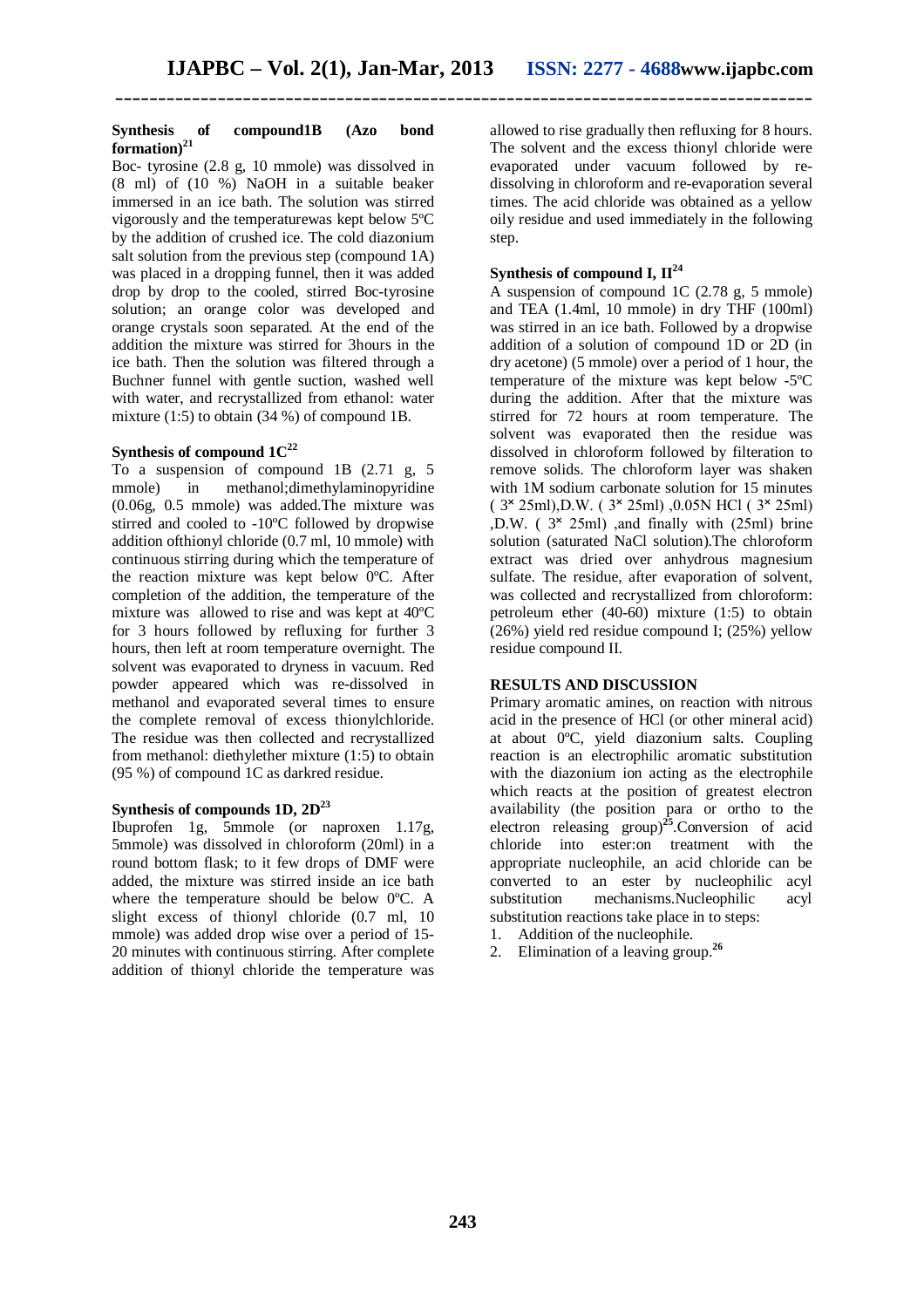### Synthesis of compound1B (Azo bond formation)[21]

Boc- tyrosine (2.8 g, 10 mmole) was dissolved in (8 ml) of (10 %) NaOH in a suitable beaker immersed in an ice bath. The solution was stirred vigorously and the temperaturewas kept below 5ºC by the addition of crushed ice. The cold diazonium salt solution from the previous step (compound 1A) was placed in a dropping funnel, then it was added drop by drop to the cooled, stirred Boc-tyrosine solution; an orange color was developed and orange crystals soon separated. At the end of the addition the mixture was stirred for 3hours in the ice bath. Then the solution was filtered through a Buchner funnel with gentle suction, washed well with water, and recrystallized from ethanol: water mixture (1:5) to obtain (34 %) of compound 1B.

### Synthesis of compound 1C[22]

To a suspension of compound 1B (2.71 g, 5 mmole) in methanol;dimethylaminopyridine (0.06g, 0.5 mmole) was added.The mixture was stirred and cooled to -10ºC followed by dropwise addition ofthionyl chloride (0.7 ml, 10 mmole) with continuous stirring during which the temperature of the reaction mixture was kept below 0ºC. After completion of the addition, the temperature of the mixture was allowed to rise and was kept at 40ºC for 3 hours followed by refluxing for further 3 hours, then left at room temperature overnight. The solvent was evaporated to dryness in vacuum. Red powder appeared which was re-dissolved in methanol and evaporated several times to ensure the complete removal of excess thionylchloride. The residue was then collected and recrystallized from methanol: diethylether mixture (1:5) to obtain (95 %) of compound 1C as darkred residue.

### Synthesis of compounds 1D, 2D[23]

Ibuprofen 1g, 5mmole (or naproxen 1.17g, 5mmole) was dissolved in chloroform (20ml) in a round bottom flask; to it few drops of DMF were added, the mixture was stirred inside an ice bath where the temperature should be below 0ºC. A slight excess of thionyl chloride (0.7 ml, 10 mmole) was added drop wise over a period of 15-20 minutes with continuous stirring. After complete addition of thionyl chloride the temperature was allowed to rise gradually then refluxing for 8 hours. The solvent and the excess thionyl chloride were evaporated under vacuum followed by re-dissolving in chloroform and re-evaporation several times. The acid chloride was obtained as a yellow oily residue and used immediately in the following step.

### Synthesis of compound I, II[24]

A suspension of compound 1C (2.78 g, 5 mmole) and TEA (1.4ml, 10 mmole) in dry THF (100ml) was stirred in an ice bath. Followed by a dropwise addition of a solution of compound 1D or 2D (in dry acetone) (5 mmole) over a period of 1 hour, the temperature of the mixture was kept below -5ºC during the addition. After that the mixture was stirred for 72 hours at room temperature. The solvent was evaporated then the residue was dissolved in chloroform followed by filteration to remove solids. The chloroform layer was shaken with 1M sodium carbonate solution for 15 minutes ( 3ˣ 25ml),D.W. ( 3ˣ 25ml) ,0.05N HCl ( 3ˣ 25ml) ,D.W. ( 3ˣ 25ml) ,and finally with (25ml) brine solution (saturated NaCl solution).The chloroform extract was dried over anhydrous magnesium sulfate. The residue, after evaporation of solvent, was collected and recrystallized from chloroform: petroleum ether (40-60) mixture (1:5) to obtain (26%) yield red residue compound I; (25%) yellow residue compound II.

## RESULTS AND DISCUSSION

Primary aromatic amines, on reaction with nitrous acid in the presence of HCl (or other mineral acid) at about 0ºC, yield diazonium salts. Coupling reaction is an electrophilic aromatic substitution with the diazonium ion acting as the electrophile which reacts at the position of greatest electron availability (the position para or ortho to the electron releasing group)[25].Conversion of acid chloride into ester:on treatment with the appropriate nucleophile, an acid chloride can be converted to an ester by nucleophilic acyl substitution mechanisms.Nucleophilic acyl substitution reactions take place in to steps:

1. Addition of the nucleophile.
2. Elimination of a leaving group.[26]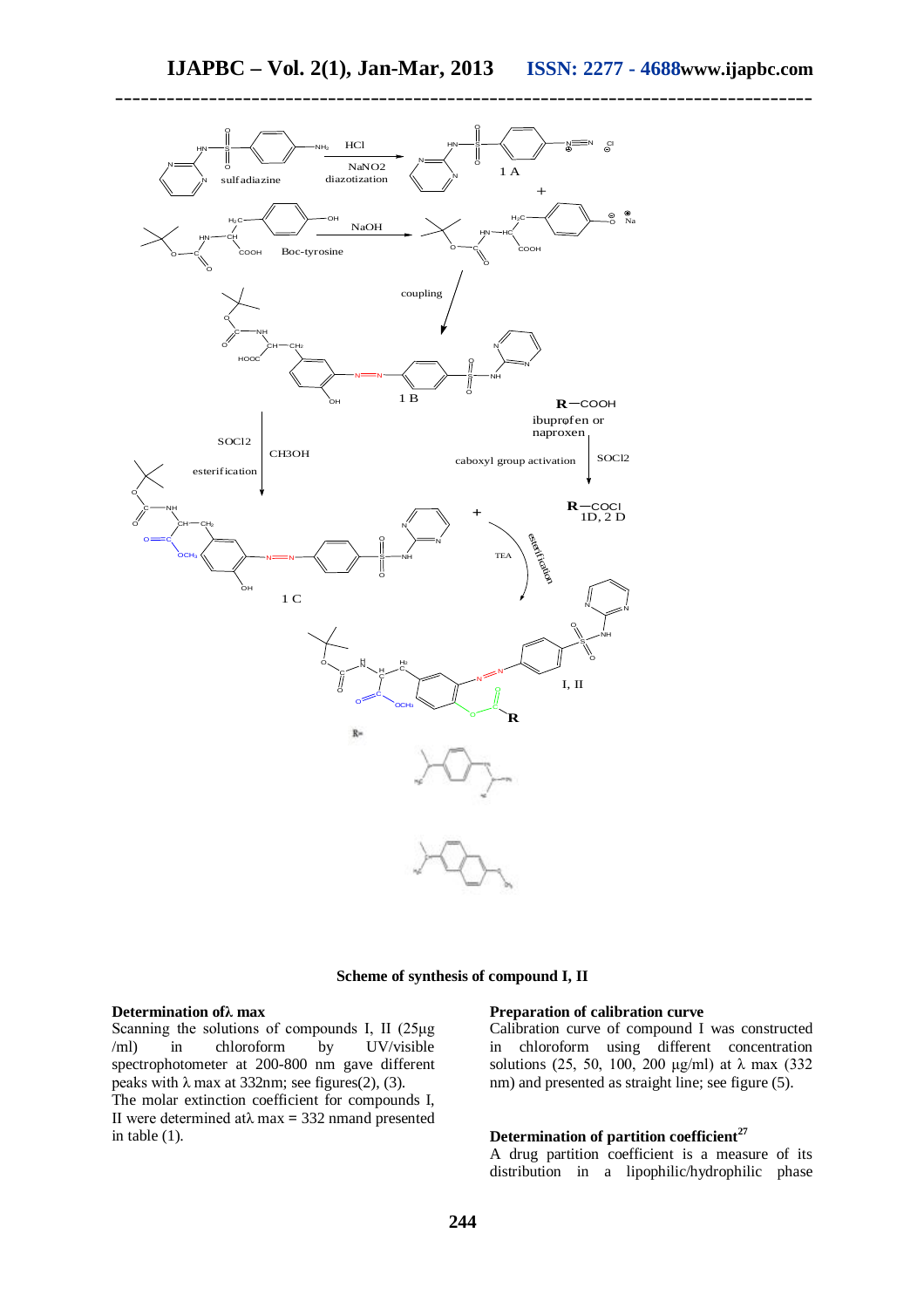**Scheme of synthesis of compound I, II**

### Determination of λ max

Scanning the solutions of compounds I, II (25µg /ml) in chloroform by UV/visible spectrophotometer at 200-800 nm gave different peaks with λ max at 332nm; see figures(2), (3).

The molar extinction coefficient for compounds I, II were determined atλ max = 332 nmand presented in table (1).

### Preparation of calibration curve

Calibration curve of compound I was constructed in chloroform using different concentration solutions (25, 50, 100, 200 µg/ml) at λ max (332 nm) and presented as straight line; see figure (5).

### Determination of partition coefficient[27]

A drug partition coefficient is a measure of its distribution in a lipophilic/hydrophilic phase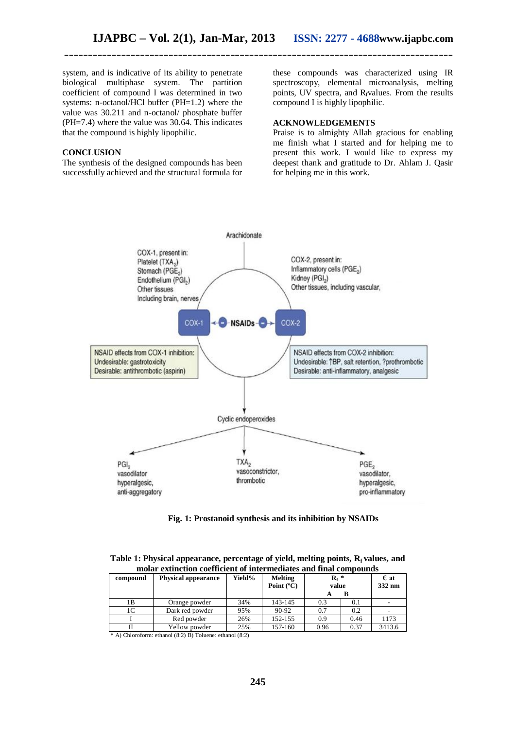system, and is indicative of its ability to penetrate biological multiphase system. The partition coefficient of compound I was determined in two systems: n-octanol/HCl buffer (PH=1.2) where the value was 30.211 and n-octanol/ phosphate buffer (PH=7.4) where the value was 30.64. This indicates that the compound is highly lipophilic.

## CONCLUSION

The synthesis of the designed compounds has been successfully achieved and the structural formula for these compounds was characterized using IR spectroscopy, elemental microanalysis, melting points, UV spectra, and $R_f$values. From the results compound I is highly lipophilic.

## ACKNOWLEDGEMENTS

Praise is to almighty Allah gracious for enabling me finish what I started and for helping me to present this work. I would like to express my deepest thank and gratitude to Dr. Ahlam J. Qasir for helping me in this work.

Arachidonate

COX-1, present in:
Platelet ($TXA_2$)
Stomach ($PGE_2$)
Endothelium ($PGI_2$)
Other tissues
Including brain, nerves

COX-2, present in:
Inflammatory cells ($PGE_2$)
Kidney ($PGI_2$)
Other tissues, including vascular,

COX-1 ← NSAIDs → COX-2

NSAID effects from COX-1 inhibition:
Undesirable: gastrotoxicity
Desirable: antithrombotic (aspirin)

NSAID effects from COX-2 inhibition:
Undesirable: ↑BP, salt retention, ?prothrombotic
Desirable: anti-inflammatory, analgesic

Cyclic endoperoxides

$PGI_2$
vasodilator
hyperalgesic,
anti-aggregatory

$TXA_2$
vasoconstrictor,
thrombotic

$PGE_2$
vasodilator,
hyperalgesic,
pro-inflammatory

**Fig. 1: Prostanoid synthesis and its inhibition by NSAIDs**

**Table 1: Physical appearance, percentage of yield, melting points, $R_f$ values, and molar extinction coefficient of intermediates and final compounds**

| compound | Physical appearance | Yield% | Melting Point (ºC) | $R_f$ * value A | $R_f$ * value B | € at 332 nm |
|---|---|---|---|---|---|---|
| 1B | Orange powder | 34% | 143-145 | 0.3 | 0.1 | - |
| 1C | Dark red powder | 95% | 90-92 | 0.7 | 0.2 | - |
| I | Red powder | 26% | 152-155 | 0.9 | 0.46 | 1173 |
| II | Yellow powder | 25% | 157-160 | 0.96 | 0.37 | 3413.6 |

**\*** A) Chloroform: ethanol (8:2) B) Toluene: ethanol (8:2)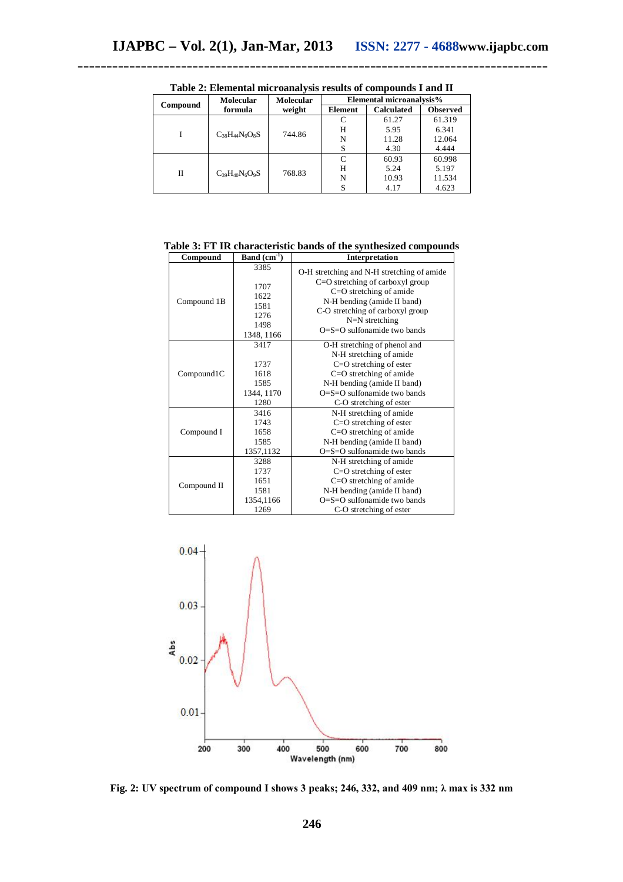**Table 2: Elemental microanalysis results of compounds I and II**

| Compound | Molecular formula | Molecular weight | Elemental microanalysis% | | |
|---|---|---|---|---|---|
| | | | Element | Calculated | Observed |
| I | $C_{38}H_{44}N_6O_8S$ | 744.86 | C | 61.27 | 61.319 |
| | | | H | 5.95 | 6.341 |
| | | | N | 11.28 | 12.064 |
| | | | S | 4.30 | 4.444 |
| II | $C_{39}H_{40}N_6O_9S$ | 768.83 | C | 60.93 | 60.998 |
| | | | H | 5.24 | 5.197 |
| | | | N | 10.93 | 11.534 |
| | | | S | 4.17 | 4.623 |

**Table 3: FT IR characteristic bands of the synthesized compounds**

| Compound | Band ($cm^{-1}$) | Interpretation |
|---|---|---|
| Compound 1B | 3385 | O-H stretching and N-H stretching of amide |
| | 1707 | C=O stretching of carboxyl group |
| | 1622 | C=O stretching of amide |
| | 1581 | N-H bending (amide II band) |
| | 1276 | C-O stretching of carboxyl group |
| | 1498 | N=N stretching |
| | 1348, 1166 | O=S=O sulfonamide two bands |
| Compound1C | 3417 | O-H stretching of phenol and N-H stretching of amide |
| | 1737 | C=O stretching of ester |
| | 1618 | C=O stretching of amide |
| | 1585 | N-H bending (amide II band) |
| | 1344, 1170 | O=S=O sulfonamide two bands |
| | 1280 | C-O stretching of ester |
| Compound I | 3416 | N-H stretching of amide |
| | 1743 | C=O stretching of ester |
| | 1658 | C=O stretching of amide |
| | 1585 | N-H bending (amide II band) |
| | 1357,1132 | O=S=O sulfonamide two bands |
| Compound II | 3288 | N-H stretching of amide |
| | 1737 | C=O stretching of ester |
| | 1651 | C=O stretching of amide |
| | 1581 | N-H bending (amide II band) |
| | 1354,1166 | O=S=O sulfonamide two bands |
| | 1269 | C-O stretching of ester |

**Fig. 2: UV spectrum of compound I shows 3 peaks; 246, 332, and 409 nm; λ max is 332 nm**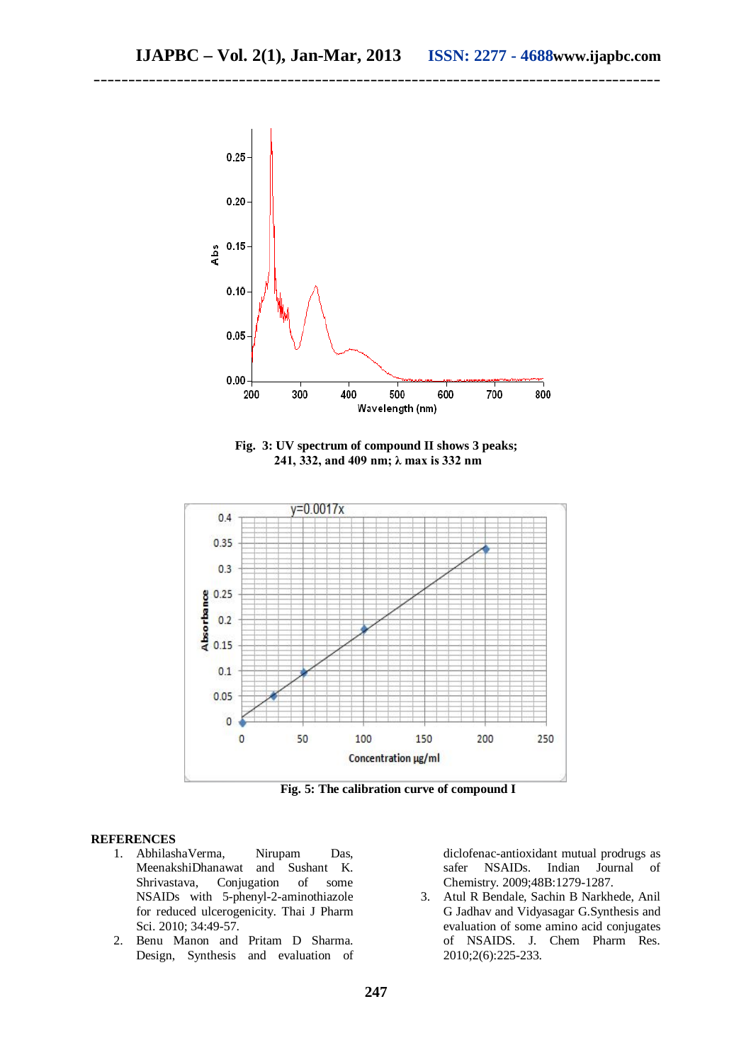Fig. 3: UV spectrum of compound II shows 3 peaks; 241, 332, and 409 nm; λ max is 332 nm

Fig. 5: The calibration curve of compound I

## REFERENCES

1. AbhilashaVerma, Nirupam Das, MeenakshiDhanawat and Sushant K. Shrivastava, Conjugation of some NSAIDs with 5-phenyl-2-aminothiazole for reduced ulcerogenicity. Thai J Pharm Sci. 2010; 34:49-57.
2. Benu Manon and Pritam D Sharma. Design, Synthesis and evaluation of diclofenac-antioxidant mutual prodrugs as safer NSAIDs. Indian Journal of Chemistry. 2009;48B:1279-1287.
3. Atul R Bendale, Sachin B Narkhede, Anil G Jadhav and Vidyasagar G.Synthesis and evaluation of some amino acid conjugates of NSAIDS. J. Chem Pharm Res. 2010;2(6):225-233.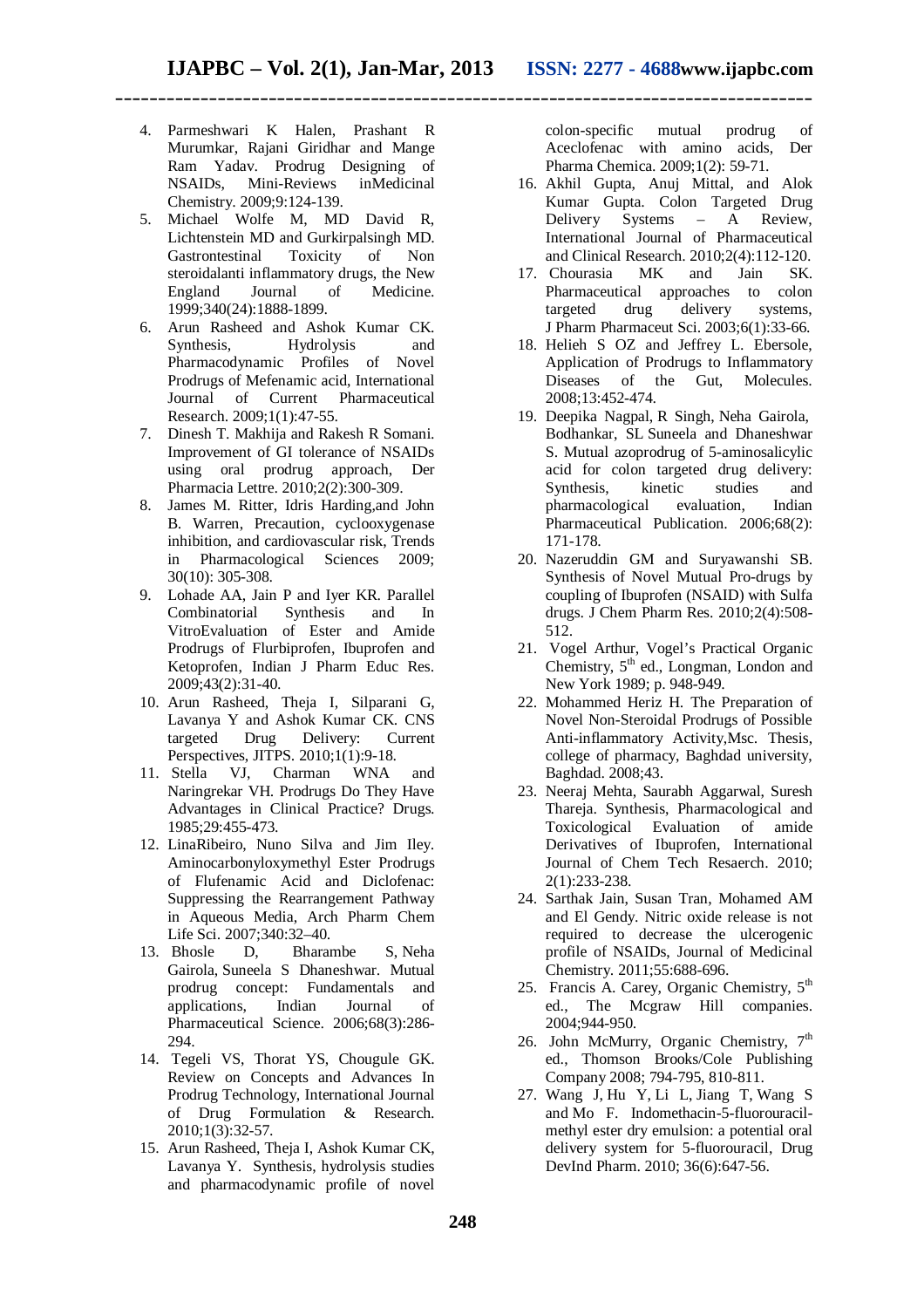4. Parmeshwari K Halen, Prashant R Murumkar, Rajani Giridhar and Mange Ram Yadav. Prodrug Designing of NSAIDs, Mini-Reviews inMedicinal Chemistry. 2009;9:124-139.
5. Michael Wolfe M, MD David R, Lichtenstein MD and Gurkirpalsingh MD. Gastrontestinal Toxicity of Non steroidalanti inflammatory drugs, the New England Journal of Medicine. 1999;340(24):1888-1899.
6. Arun Rasheed and Ashok Kumar CK. Synthesis, Hydrolysis and Pharmacodynamic Profiles of Novel Prodrugs of Mefenamic acid, International Journal of Current Pharmaceutical Research. 2009;1(1):47-55.
7. Dinesh T. Makhija and Rakesh R Somani. Improvement of GI tolerance of NSAIDs using oral prodrug approach, Der Pharmacia Lettre. 2010;2(2):300-309.
8. James M. Ritter, Idris Harding,and John B. Warren, Precaution, cyclooxygenase inhibition, and cardiovascular risk, Trends in Pharmacological Sciences 2009; 30(10): 305-308.
9. Lohade AA, Jain P and Iyer KR. Parallel Combinatorial Synthesis and In VitroEvaluation of Ester and Amide Prodrugs of Flurbiprofen, Ibuprofen and Ketoprofen, Indian J Pharm Educ Res. 2009;43(2):31-40.
10. Arun Rasheed, Theja I, Silparani G, Lavanya Y and Ashok Kumar CK. CNS targeted Drug Delivery: Current Perspectives, JITPS. 2010;1(1):9-18.
11. Stella VJ, Charman WNA and Naringrekar VH. Prodrugs Do They Have Advantages in Clinical Practice? Drugs. 1985;29:455-473.
12. LinaRibeiro, Nuno Silva and Jim Iley. Aminocarbonyloxymethyl Ester Prodrugs of Flufenamic Acid and Diclofenac: Suppressing the Rearrangement Pathway in Aqueous Media, Arch Pharm Chem Life Sci. 2007;340:32–40.
13. Bhosle D, Bharambe S, Neha Gairola, Suneela S Dhaneshwar. Mutual prodrug concept: Fundamentals and applications, Indian Journal of Pharmaceutical Science. 2006;68(3):286-294.
14. Tegeli VS, Thorat YS, Chougule GK. Review on Concepts and Advances In Prodrug Technology, International Journal of Drug Formulation & Research. 2010;1(3):32-57.
15. Arun Rasheed, Theja I, Ashok Kumar CK, Lavanya Y. Synthesis, hydrolysis studies and pharmacodynamic profile of novel colon-specific mutual prodrug of Aceclofenac with amino acids, Der Pharma Chemica. 2009;1(2): 59-71.
16. Akhil Gupta, Anuj Mittal, and Alok Kumar Gupta. Colon Targeted Drug Delivery Systems – A Review, International Journal of Pharmaceutical and Clinical Research. 2010;2(4):112-120.
17. Chourasia MK and Jain SK. Pharmaceutical approaches to colon targeted drug delivery systems, J Pharm Pharmaceut Sci. 2003;6(1):33-66.
18. Helieh S OZ and Jeffrey L. Ebersole, Application of Prodrugs to Inflammatory Diseases of the Gut, Molecules. 2008;13:452-474.
19. Deepika Nagpal, R Singh, Neha Gairola, Bodhankar, SL Suneela and Dhaneshwar S. Mutual azoprodrug of 5-aminosalicylic acid for colon targeted drug delivery: Synthesis, kinetic studies and pharmacological evaluation, Indian Pharmaceutical Publication. 2006;68(2): 171-178.
20. Nazeruddin GM and Suryawanshi SB. Synthesis of Novel Mutual Pro-drugs by coupling of Ibuprofen (NSAID) with Sulfa drugs. J Chem Pharm Res. 2010;2(4):508-512.
21. Vogel Arthur, Vogel's Practical Organic Chemistry, 5th ed., Longman, London and New York 1989; p. 948-949.
22. Mohammed Heriz H. The Preparation of Novel Non-Steroidal Prodrugs of Possible Anti-inflammatory Activity,Msc. Thesis, college of pharmacy, Baghdad university, Baghdad. 2008;43.
23. Neeraj Mehta, Saurabh Aggarwal, Suresh Thareja. Synthesis, Pharmacological and Toxicological Evaluation of amide Derivatives of Ibuprofen, International Journal of Chem Tech Resaerch. 2010; 2(1):233-238.
24. Sarthak Jain, Susan Tran, Mohamed AM and El Gendy. Nitric oxide release is not required to decrease the ulcerogenic profile of NSAIDs, Journal of Medicinal Chemistry. 2011;55:688-696.
25. Francis A. Carey, Organic Chemistry, 5th ed., The Mcgraw Hill companies. 2004;944-950.
26. John McMurry, Organic Chemistry, 7th ed., Thomson Brooks/Cole Publishing Company 2008; 794-795, 810-811.
27. Wang J, Hu Y, Li L, Jiang T, Wang S and Mo F. Indomethacin-5-fluorouracil-methyl ester dry emulsion: a potential oral delivery system for 5-fluorouracil, Drug DevInd Pharm. 2010; 36(6):647-56.